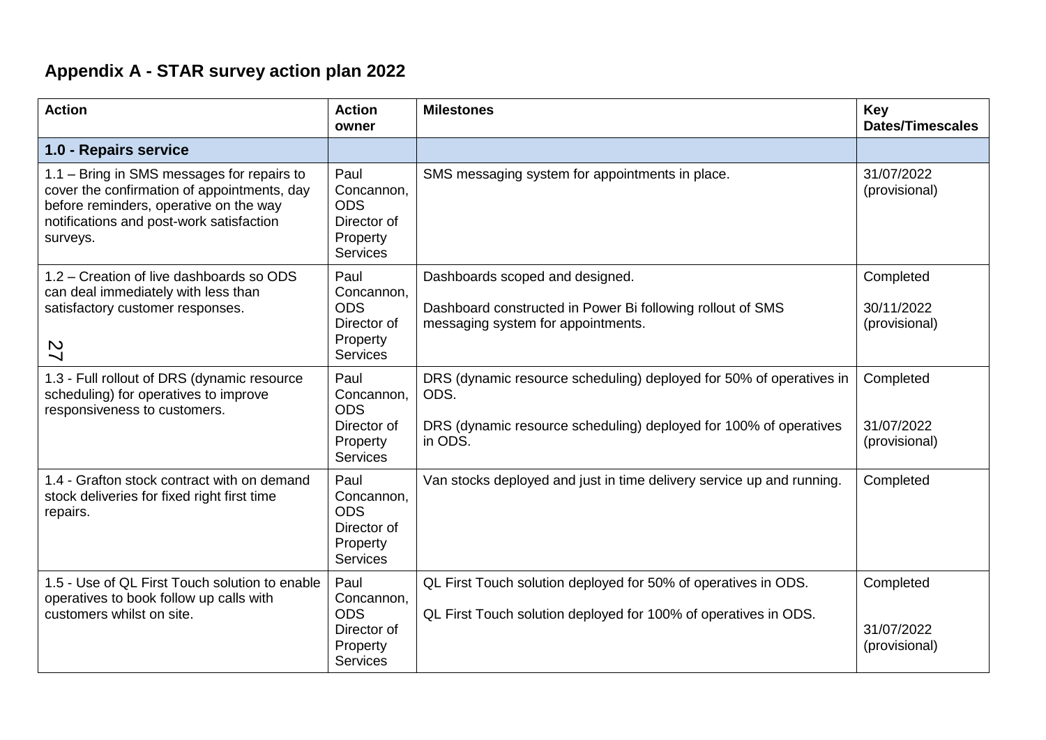## Appendix A - STAR survey action plan 2022

| Action | Action owner | Milestones | Key Dates/Timescales |
|---|---|---|---|
| **1.0 - Repairs service** | | | |
| 1.1 – Bring in SMS messages for repairs to cover the confirmation of appointments, day before reminders, operative on the way notifications and post-work satisfaction surveys. | Paul Concannon, ODS Director of Property Services | SMS messaging system for appointments in place. | 31/07/2022 (provisional) |
| 1.2 – Creation of live dashboards so ODS can deal immediately with less than satisfactory customer responses. | Paul Concannon, ODS Director of Property Services | Dashboards scoped and designed.<br><br>Dashboard constructed in Power Bi following rollout of SMS messaging system for appointments. | Completed<br><br>30/11/2022 (provisional) |
| 1.3 - Full rollout of DRS (dynamic resource scheduling) for operatives to improve responsiveness to customers. | Paul Concannon, ODS Director of Property Services | DRS (dynamic resource scheduling) deployed for 50% of operatives in ODS.<br><br>DRS (dynamic resource scheduling) deployed for 100% of operatives in ODS. | Completed<br><br>31/07/2022 (provisional) |
| 1.4 - Grafton stock contract with on demand stock deliveries for fixed right first time repairs. | Paul Concannon, ODS Director of Property Services | Van stocks deployed and just in time delivery service up and running. | Completed |
| 1.5 - Use of QL First Touch solution to enable operatives to book follow up calls with customers whilst on site. | Paul Concannon, ODS Director of Property Services | QL First Touch solution deployed for 50% of operatives in ODS.<br><br>QL First Touch solution deployed for 100% of operatives in ODS. | Completed<br><br>31/07/2022 (provisional) |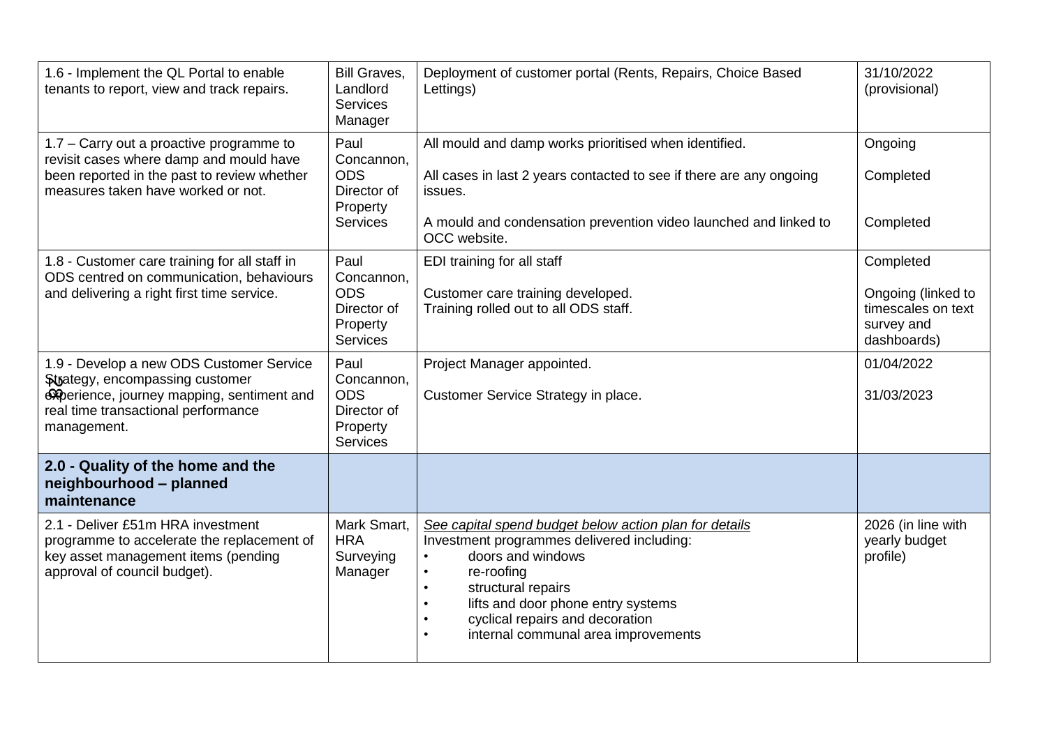| | | | |
|---|---|---|---|
| 1.6 - Implement the QL Portal to enable tenants to report, view and track repairs. | Bill Graves, Landlord Services Manager | Deployment of customer portal (Rents, Repairs, Choice Based Lettings) | 31/10/2022 (provisional) |
| 1.7 – Carry out a proactive programme to revisit cases where damp and mould have been reported in the past to review whether measures taken have worked or not. | Paul Concannon, ODS Director of Property Services | All mould and damp works prioritised when identified.<br><br>All cases in last 2 years contacted to see if there are any ongoing issues.<br><br>A mould and condensation prevention video launched and linked to OCC website. | Ongoing<br><br>Completed<br><br>Completed |
| 1.8 - Customer care training for all staff in ODS centred on communication, behaviours and delivering a right first time service. | Paul Concannon, ODS Director of Property Services | EDI training for all staff<br><br>Customer care training developed.<br>Training rolled out to all ODS staff. | Completed<br><br>Ongoing (linked to timescales on text survey and dashboards) |
| 1.9 - Develop a new ODS Customer Service Strategy, encompassing customer experience, journey mapping, sentiment and real time transactional performance management. | Paul Concannon, ODS Director of Property Services | Project Manager appointed.<br><br>Customer Service Strategy in place. | 01/04/2022<br><br>31/03/2023 |
| **2.0 - Quality of the home and the neighbourhood – planned maintenance** | | | |
| 2.1 - Deliver £51m HRA investment programme to accelerate the replacement of key asset management items (pending approval of council budget). | Mark Smart, HRA Surveying Manager | *See capital spend budget below action plan for details*<br>Investment programmes delivered including:<br>• doors and windows<br>• re-roofing<br>• structural repairs<br>• lifts and door phone entry systems<br>• cyclical repairs and decoration<br>• internal communal area improvements | 2026 (in line with yearly budget profile) |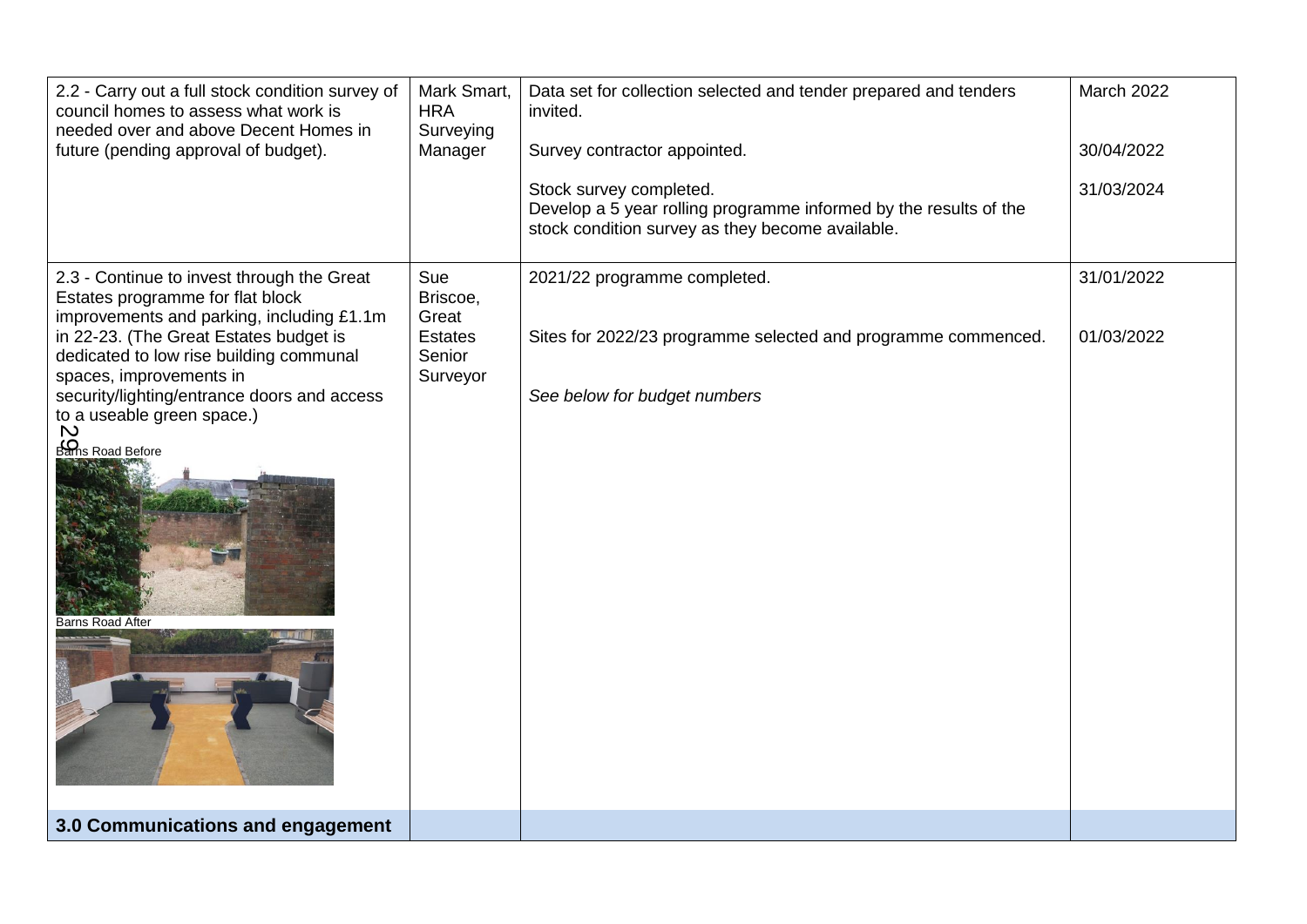| | | | |
|---|---|---|---|
| 2.2 - Carry out a full stock condition survey of council homes to assess what work is needed over and above Decent Homes in future (pending approval of budget). | Mark Smart, HRA Surveying Manager | Data set for collection selected and tender prepared and tenders invited.<br><br>Survey contractor appointed.<br><br>Stock survey completed.<br>Develop a 5 year rolling programme informed by the results of the stock condition survey as they become available. | March 2022<br><br>30/04/2022<br><br>31/03/2024 |
| 2.3 - Continue to invest through the Great Estates programme for flat block improvements and parking, including £1.1m in 22-23. (The Great Estates budget is dedicated to low rise building communal spaces, improvements in security/lighting/entrance doors and access to a useable green space.)<br><br>Barns Road Before<br><br>Barns Road After | Sue Briscoe, Great Estates Senior Surveyor | 2021/22 programme completed.<br><br>Sites for 2022/23 programme selected and programme commenced.<br><br>*See below for budget numbers* | 31/01/2022<br><br>01/03/2022 |
| **3.0 Communications and engagement** | | | |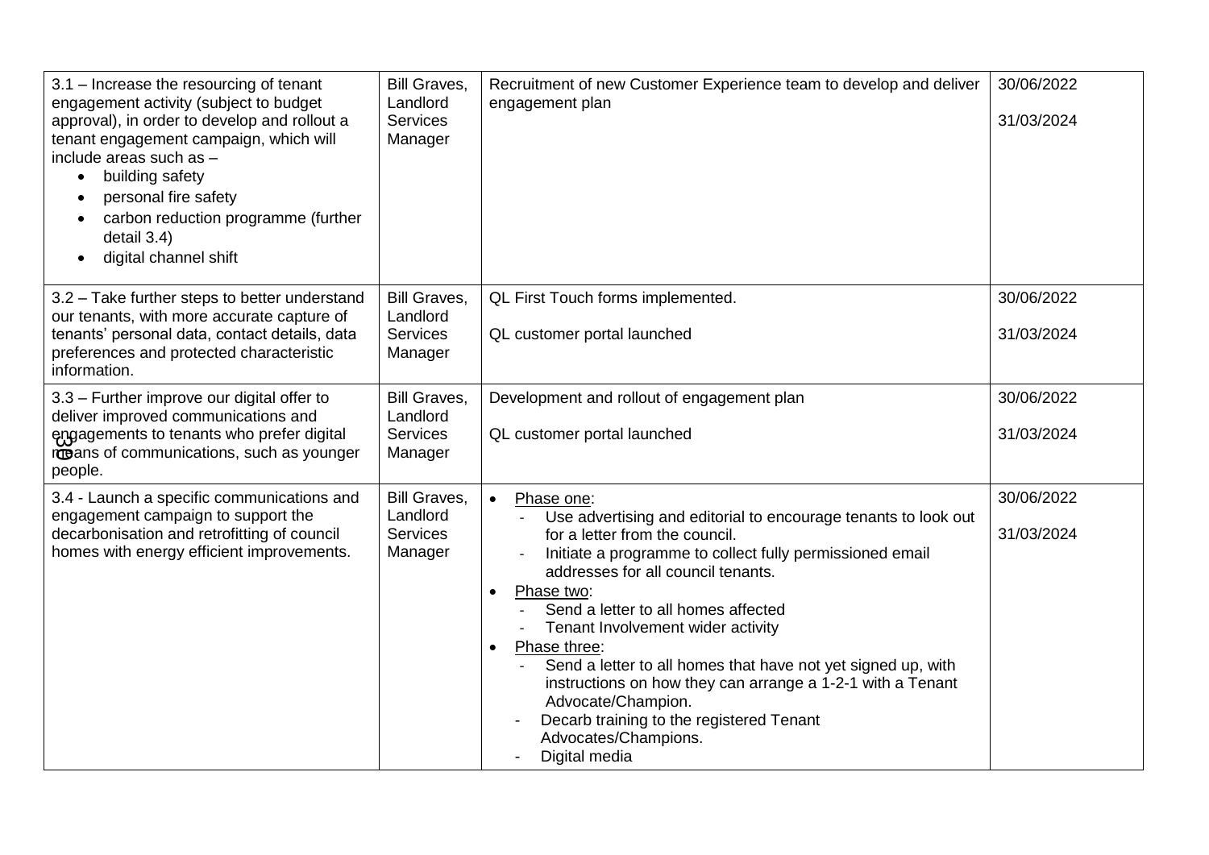| | | | |
|---|---|---|---|
| 3.1 – Increase the resourcing of tenant engagement activity (subject to budget approval), in order to develop and rollout a tenant engagement campaign, which will include areas such as – <br>• building safety<br>• personal fire safety<br>• carbon reduction programme (further detail 3.4)<br>• digital channel shift | Bill Graves, Landlord Services Manager | Recruitment of new Customer Experience team to develop and deliver engagement plan | 30/06/2022<br><br>31/03/2024 |
| 3.2 – Take further steps to better understand our tenants, with more accurate capture of tenants' personal data, contact details, data preferences and protected characteristic information. | Bill Graves, Landlord Services Manager | QL First Touch forms implemented.<br><br>QL customer portal launched | 30/06/2022<br><br>31/03/2024 |
| 3.3 – Further improve our digital offer to deliver improved communications and engagements to tenants who prefer digital means of communications, such as younger people. | Bill Graves, Landlord Services Manager | Development and rollout of engagement plan<br><br>QL customer portal launched | 30/06/2022<br><br>31/03/2024 |
| 3.4 - Launch a specific communications and engagement campaign to support the decarbonisation and retrofitting of council homes with energy efficient improvements. | Bill Graves, Landlord Services Manager | • Phase one:<br>- Use advertising and editorial to encourage tenants to look out for a letter from the council.<br>- Initiate a programme to collect fully permissioned email addresses for all council tenants.<br>• Phase two:<br>- Send a letter to all homes affected<br>- Tenant Involvement wider activity<br>• Phase three:<br>- Send a letter to all homes that have not yet signed up, with instructions on how they can arrange a 1-2-1 with a Tenant Advocate/Champion.<br>- Decarb training to the registered Tenant Advocates/Champions.<br>- Digital media | 30/06/2022<br><br>31/03/2024 |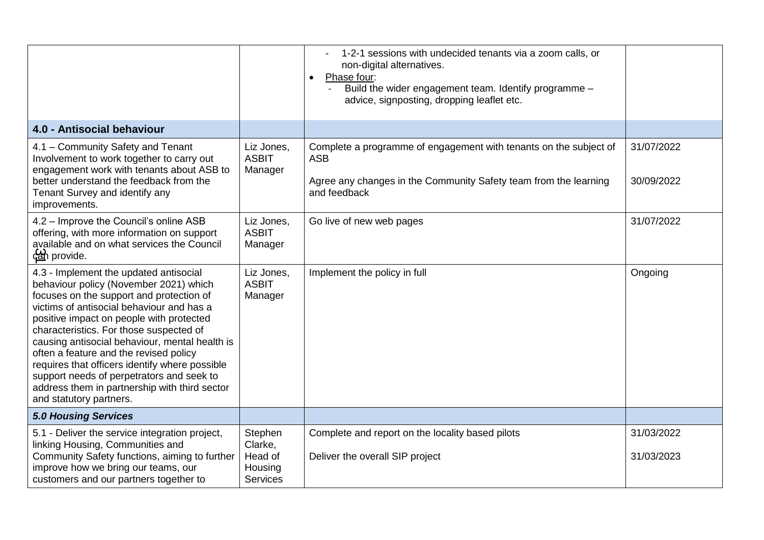| | | | |
|---|---|---|---|
| | | - 1-2-1 sessions with undecided tenants via a zoom calls, or non-digital alternatives.<br>• Phase four:<br>- Build the wider engagement team. Identify programme – advice, signposting, dropping leaflet etc. | |
| **4.0 - Antisocial behaviour** | | | |
| 4.1 – Community Safety and Tenant Involvement to work together to carry out engagement work with tenants about ASB to better understand the feedback from the Tenant Survey and identify any improvements. | Liz Jones, ASBIT Manager | Complete a programme of engagement with tenants on the subject of ASB<br><br>Agree any changes in the Community Safety team from the learning and feedback | 31/07/2022<br><br>30/09/2022 |
| 4.2 – Improve the Council's online ASB offering, with more information on support available and on what services the Council can provide. | Liz Jones, ASBIT Manager | Go live of new web pages | 31/07/2022 |
| 4.3 - Implement the updated antisocial behaviour policy (November 2021) which focuses on the support and protection of victims of antisocial behaviour and has a positive impact on people with protected characteristics. For those suspected of causing antisocial behaviour, mental health is often a feature and the revised policy requires that officers identify where possible support needs of perpetrators and seek to address them in partnership with third sector and statutory partners. | Liz Jones, ASBIT Manager | Implement the policy in full | Ongoing |
| ***5.0 Housing Services*** | | | |
| 5.1 - Deliver the service integration project, linking Housing, Communities and Community Safety functions, aiming to further improve how we bring our teams, our customers and our partners together to | Stephen Clarke, Head of Housing Services | Complete and report on the locality based pilots<br><br>Deliver the overall SIP project | 31/03/2022<br><br>31/03/2023 |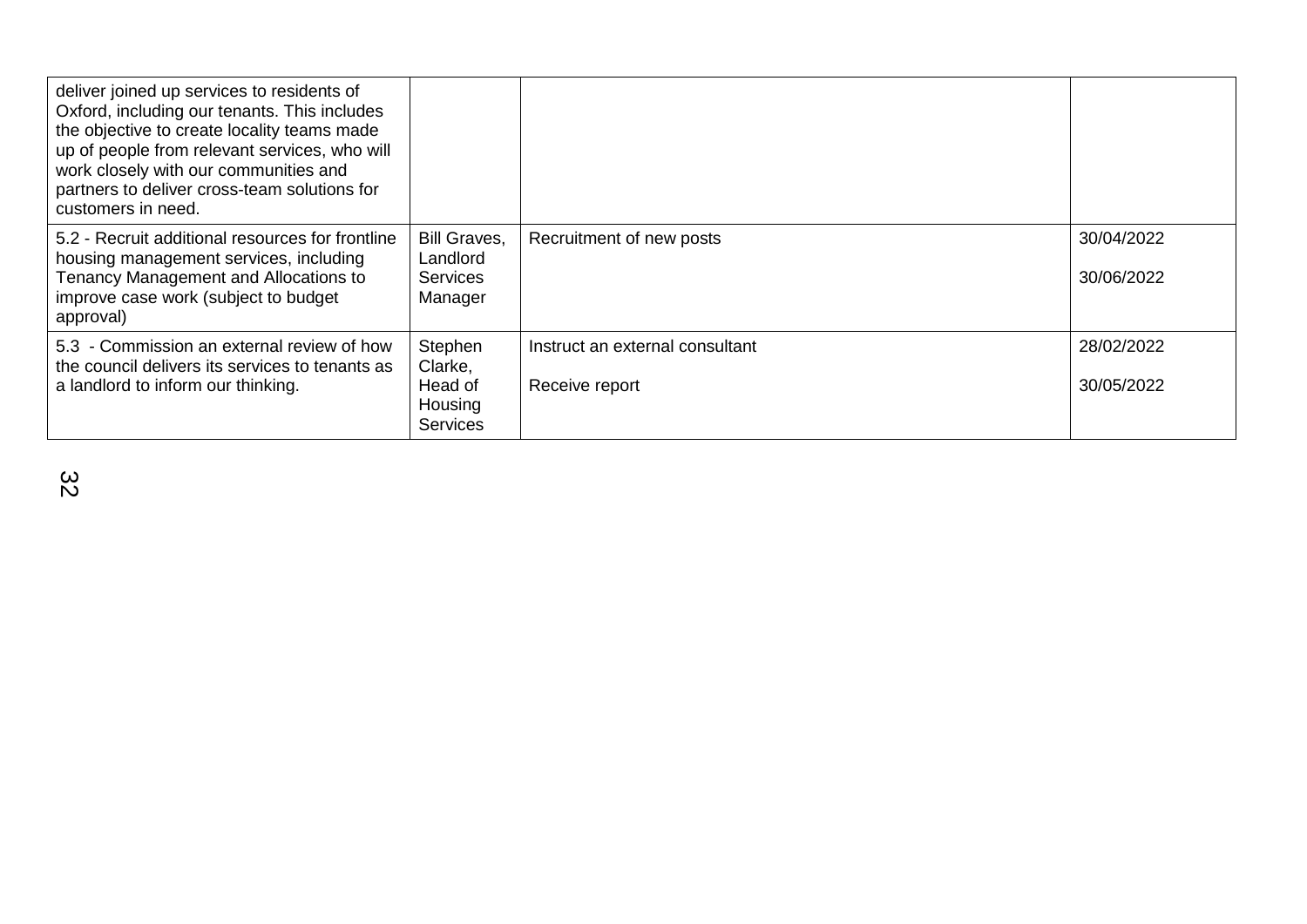| | | | |
|---|---|---|---|
| deliver joined up services to residents of Oxford, including our tenants. This includes the objective to create locality teams made up of people from relevant services, who will work closely with our communities and partners to deliver cross-team solutions for customers in need. | | | |
| 5.2 - Recruit additional resources for frontline housing management services, including Tenancy Management and Allocations to improve case work (subject to budget approval) | Bill Graves, Landlord Services Manager | Recruitment of new posts | 30/04/2022<br><br>30/06/2022 |
| 5.3 - Commission an external review of how the council delivers its services to tenants as a landlord to inform our thinking. | Stephen Clarke, Head of Housing Services | Instruct an external consultant<br><br>Receive report | 28/02/2022<br><br>30/05/2022 |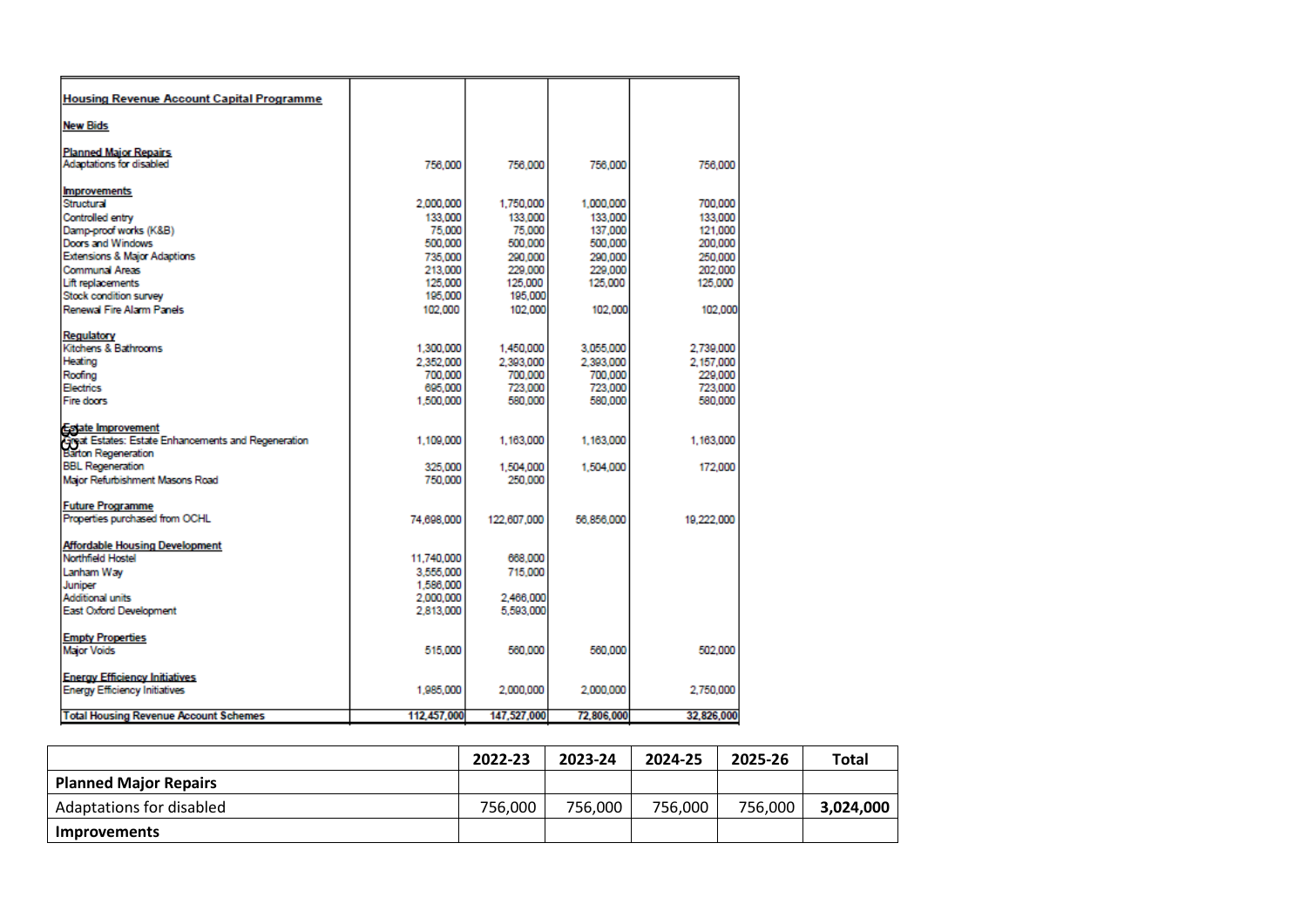| Housing Revenue Account Capital Programme | | | | |
|---|---|---|---|---|
| **New Bids** | | | | |
| **Planned Major Repairs** | | | | |
| Adaptations for disabled | 756,000 | 756,000 | 756,000 | 756,000 |
| **Improvements** | | | | |
| Structural | 2,000,000 | 1,750,000 | 1,000,000 | 700,000 |
| Controlled entry | 133,000 | 133,000 | 133,000 | 133,000 |
| Damp-proof works (K&B) | 75,000 | 75,000 | 137,000 | 121,000 |
| Doors and Windows | 500,000 | 500,000 | 500,000 | 200,000 |
| Extensions & Major Adaptions | 735,000 | 290,000 | 290,000 | 250,000 |
| Communal Areas | 213,000 | 229,000 | 229,000 | 202,000 |
| Lift replacements | 125,000 | 125,000 | 125,000 | 125,000 |
| Stock condition survey | 195,000 | 195,000 | | |
| Renewal Fire Alarm Panels | 102,000 | 102,000 | 102,000 | 102,000 |
| **Regulatory** | | | | |
| Kitchens & Bathrooms | 1,300,000 | 1,450,000 | 3,055,000 | 2,739,000 |
| Heating | 2,352,000 | 2,393,000 | 2,393,000 | 2,157,000 |
| Roofing | 700,000 | 700,000 | 700,000 | 229,000 |
| Electrics | 695,000 | 723,000 | 723,000 | 723,000 |
| Fire doors | 1,500,000 | 580,000 | 580,000 | 580,000 |
| **Estate Improvement** | | | | |
| Great Estates: Estate Enhancements and Regeneration | 1,109,000 | 1,163,000 | 1,163,000 | 1,163,000 |
| Barton Regeneration | | | | |
| BBL Regeneration | 325,000 | 1,504,000 | 1,504,000 | 172,000 |
| Major Refurbishment Masons Road | 750,000 | 250,000 | | |
| **Future Programme** | | | | |
| Properties purchased from OCHL | 74,698,000 | 122,607,000 | 56,856,000 | 19,222,000 |
| **Affordable Housing Development** | | | | |
| Northfield Hostel | 11,740,000 | 668,000 | | |
| Lanham Way | 3,555,000 | 715,000 | | |
| Juniper | 1,586,000 | | | |
| Additional units | 2,000,000 | 2,466,000 | | |
| East Oxford Development | 2,813,000 | 5,593,000 | | |
| **Empty Properties** | | | | |
| Major Voids | 515,000 | 560,000 | 560,000 | 502,000 |
| **Energy Efficiency Initiatives** | | | | |
| Energy Efficiency Initiatives | 1,985,000 | 2,000,000 | 2,000,000 | 2,750,000 |
| **Total Housing Revenue Account Schemes** | **112,457,000** | **147,527,000** | **72,806,000** | **32,826,000** |

| | 2022-23 | 2023-24 | 2024-25 | 2025-26 | Total |
|---|---|---|---|---|---|
| **Planned Major Repairs** | | | | | |
| Adaptations for disabled | 756,000 | 756,000 | 756,000 | 756,000 | **3,024,000** |
| **Improvements** | | | | | |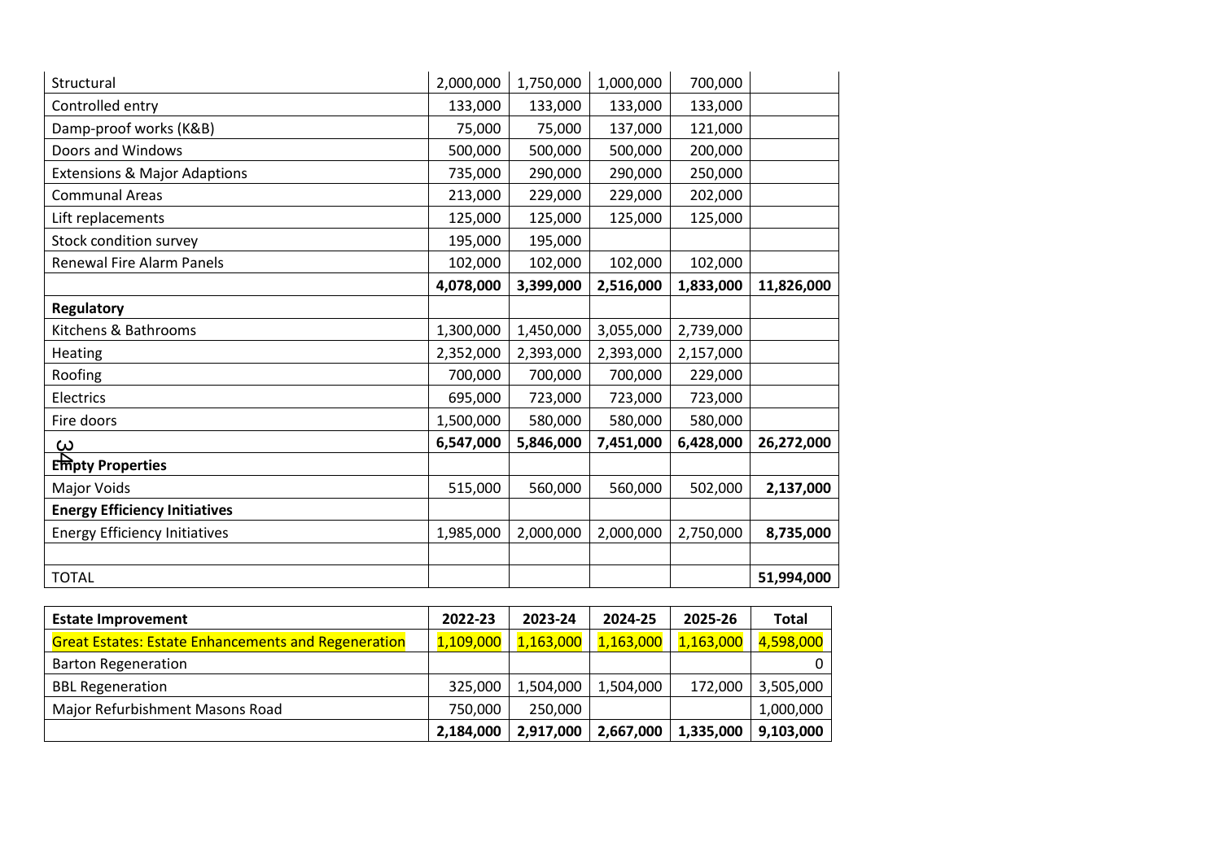| | | | | | |
|---|---|---|---|---|---|
| Structural | 2,000,000 | 1,750,000 | 1,000,000 | 700,000 | |
| Controlled entry | 133,000 | 133,000 | 133,000 | 133,000 | |
| Damp-proof works (K&B) | 75,000 | 75,000 | 137,000 | 121,000 | |
| Doors and Windows | 500,000 | 500,000 | 500,000 | 200,000 | |
| Extensions & Major Adaptions | 735,000 | 290,000 | 290,000 | 250,000 | |
| Communal Areas | 213,000 | 229,000 | 229,000 | 202,000 | |
| Lift replacements | 125,000 | 125,000 | 125,000 | 125,000 | |
| Stock condition survey | 195,000 | 195,000 | | | |
| Renewal Fire Alarm Panels | 102,000 | 102,000 | 102,000 | 102,000 | |
| | **4,078,000** | **3,399,000** | **2,516,000** | **1,833,000** | **11,826,000** |
| **Regulatory** | | | | | |
| Kitchens & Bathrooms | 1,300,000 | 1,450,000 | 3,055,000 | 2,739,000 | |
| Heating | 2,352,000 | 2,393,000 | 2,393,000 | 2,157,000 | |
| Roofing | 700,000 | 700,000 | 700,000 | 229,000 | |
| Electrics | 695,000 | 723,000 | 723,000 | 723,000 | |
| Fire doors | 1,500,000 | 580,000 | 580,000 | 580,000 | |
| | **6,547,000** | **5,846,000** | **7,451,000** | **6,428,000** | **26,272,000** |
| **Empty Properties** | | | | | |
| Major Voids | 515,000 | 560,000 | 560,000 | 502,000 | **2,137,000** |
| **Energy Efficiency Initiatives** | | | | | |
| Energy Efficiency Initiatives | 1,985,000 | 2,000,000 | 2,000,000 | 2,750,000 | **8,735,000** |
| | | | | | |
| TOTAL | | | | | **51,994,000** |

| **Estate Improvement** | **2022-23** | **2023-24** | **2024-25** | **2025-26** | **Total** |
|---|---|---|---|---|---|
| Great Estates: Estate Enhancements and Regeneration | 1,109,000 | 1,163,000 | 1,163,000 | 1,163,000 | 4,598,000 |
| Barton Regeneration | | | | | 0 |
| BBL Regeneration | 325,000 | 1,504,000 | 1,504,000 | 172,000 | 3,505,000 |
| Major Refurbishment Masons Road | 750,000 | 250,000 | | | 1,000,000 |
| | **2,184,000** | **2,917,000** | **2,667,000** | **1,335,000** | **9,103,000** |